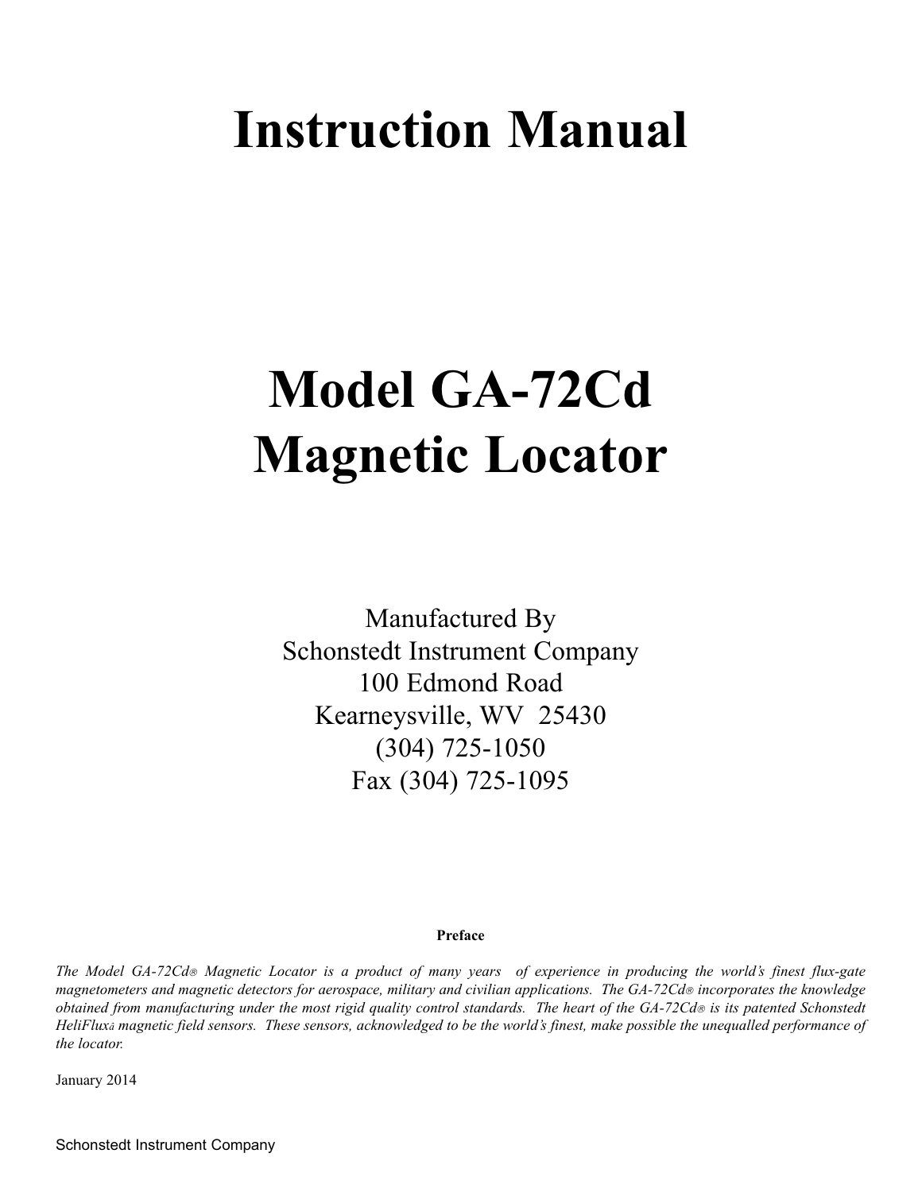# Instruction Manual

# Model GA-72Cd Magnetic Locator

Manufactured By
Schonstedt Instrument Company
100 Edmond Road
Kearneysville, WV 25430
(304) 725-1050
Fax (304) 725-1095

**Preface**

*The Model GA-72Cd® Magnetic Locator is a product of many years of experience in producing the world's finest flux-gate magnetometers and magnetic detectors for aerospace, military and civilian applications. The GA-72Cd® incorporates the knowledge obtained from manufacturing under the most rigid quality control standards. The heart of the GA-72Cd® is its patented Schonstedt HeliFlux® magnetic field sensors. These sensors, acknowledged to be the world's finest, make possible the unequalled performance of the locator.*

January 2014

Schonstedt Instrument Company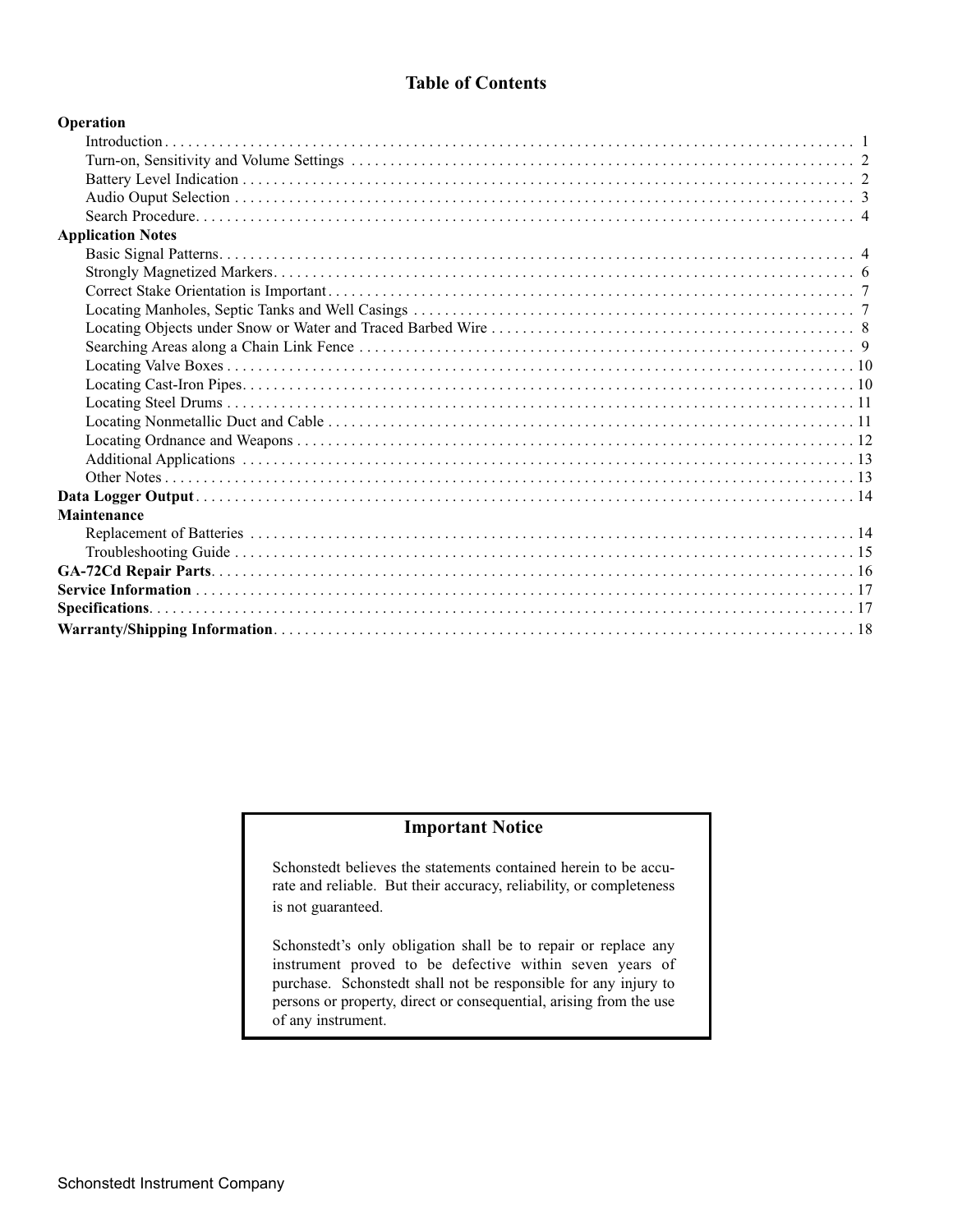# Table of Contents

**Operation**

- Introduction . . . . . . . . . . 1
- Turn-on, Sensitivity and Volume Settings . . . . . . . . . . 2
- Battery Level Indication . . . . . . . . . . 2
- Audio Ouput Selection . . . . . . . . . . 3
- Search Procedure . . . . . . . . . . 4

**Application Notes**

- Basic Signal Patterns . . . . . . . . . . 4
- Strongly Magnetized Markers . . . . . . . . . . 6
- Correct Stake Orientation is Important . . . . . . . . . . 7
- Locating Manholes, Septic Tanks and Well Casings . . . . . . . . . . 7
- Locating Objects under Snow or Water and Traced Barbed Wire . . . . . . . . . . 8
- Searching Areas along a Chain Link Fence . . . . . . . . . . 9
- Locating Valve Boxes . . . . . . . . . . 10
- Locating Cast-Iron Pipes . . . . . . . . . . 10
- Locating Steel Drums . . . . . . . . . . 11
- Locating Nonmetallic Duct and Cable . . . . . . . . . . 11
- Locating Ordnance and Weapons . . . . . . . . . . 12
- Additional Applications . . . . . . . . . . 13
- Other Notes . . . . . . . . . . 13

**Data Logger Output** . . . . . . . . . . 14

**Maintenance**

- Replacement of Batteries . . . . . . . . . . 14
- Troubleshooting Guide . . . . . . . . . . 15

**GA-72Cd Repair Parts** . . . . . . . . . . 16

**Service Information** . . . . . . . . . . 17

**Specifications** . . . . . . . . . . 17

**Warranty/Shipping Information** . . . . . . . . . . 18

## Important Notice

Schonstedt believes the statements contained herein to be accurate and reliable. But their accuracy, reliability, or completeness is not guaranteed.

Schonstedt's only obligation shall be to repair or replace any instrument proved to be defective within seven years of purchase. Schonstedt shall not be responsible for any injury to persons or property, direct or consequential, arising from the use of any instrument.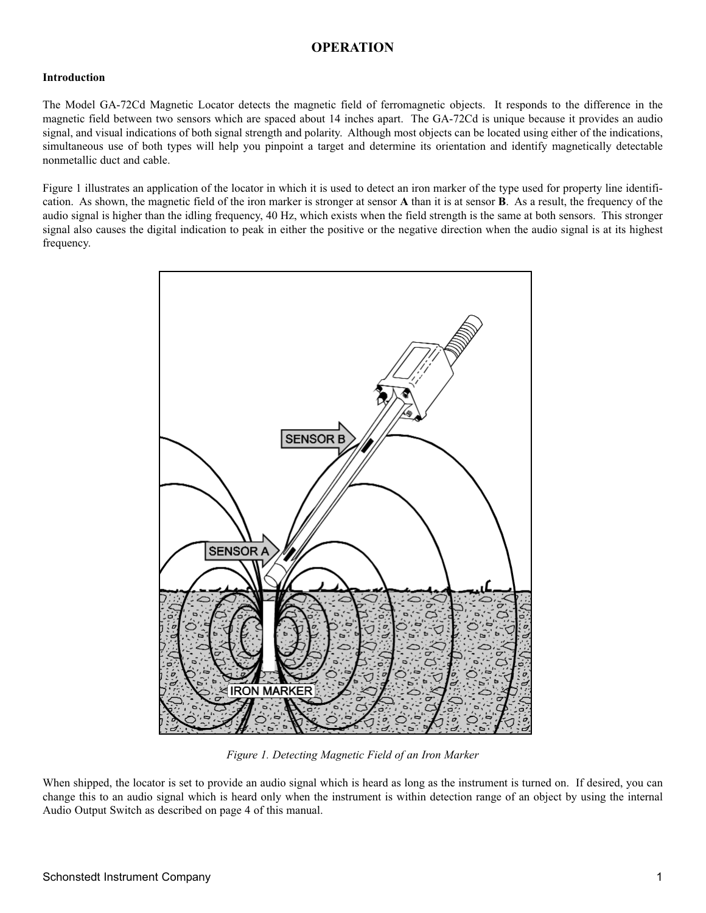# OPERATION

### Introduction

The Model GA-72Cd Magnetic Locator detects the magnetic field of ferromagnetic objects. It responds to the difference in the magnetic field between two sensors which are spaced about 14 inches apart. The GA-72Cd is unique because it provides an audio signal, and visual indications of both signal strength and polarity. Although most objects can be located using either of the indications, simultaneous use of both types will help you pinpoint a target and determine its orientation and identify magnetically detectable nonmetallic duct and cable.

Figure 1 illustrates an application of the locator in which it is used to detect an iron marker of the type used for property line identification. As shown, the magnetic field of the iron marker is stronger at sensor **A** than it is at sensor **B**. As a result, the frequency of the audio signal is higher than the idling frequency, 40 Hz, which exists when the field strength is the same at both sensors. This stronger signal also causes the digital indication to peak in either the positive or the negative direction when the audio signal is at its highest frequency.

*Figure 1. Detecting Magnetic Field of an Iron Marker*

When shipped, the locator is set to provide an audio signal which is heard as long as the instrument is turned on. If desired, you can change this to an audio signal which is heard only when the instrument is within detection range of an object by using the internal Audio Output Switch as described on page 4 of this manual.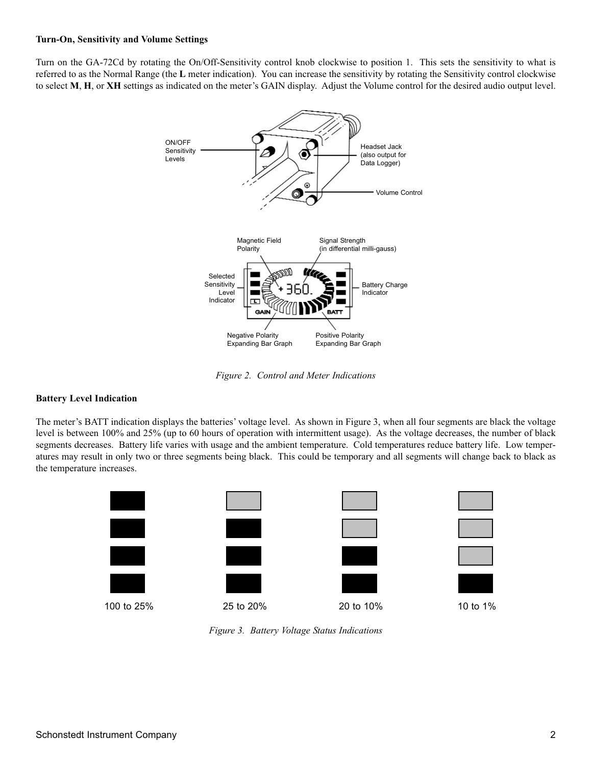**Turn-On, Sensitivity and Volume Settings**

Turn on the GA-72Cd by rotating the On/Off-Sensitivity control knob clockwise to position 1. This sets the sensitivity to what is referred to as the Normal Range (the **L** meter indication). You can increase the sensitivity by rotating the Sensitivity control clockwise to select **M**, **H**, or **XH** settings as indicated on the meter's GAIN display. Adjust the Volume control for the desired audio output level.

*Figure 2. Control and Meter Indications*

**Battery Level Indication**

The meter's BATT indication displays the batteries' voltage level. As shown in Figure 3, when all four segments are black the voltage level is between 100% and 25% (up to 60 hours of operation with intermittent usage). As the voltage decreases, the number of black segments decreases. Battery life varies with usage and the ambient temperature. Cold temperatures reduce battery life. Low temperatures may result in only two or three segments being black. This could be temporary and all segments will change back to black as the temperature increases.

*Figure 3. Battery Voltage Status Indications*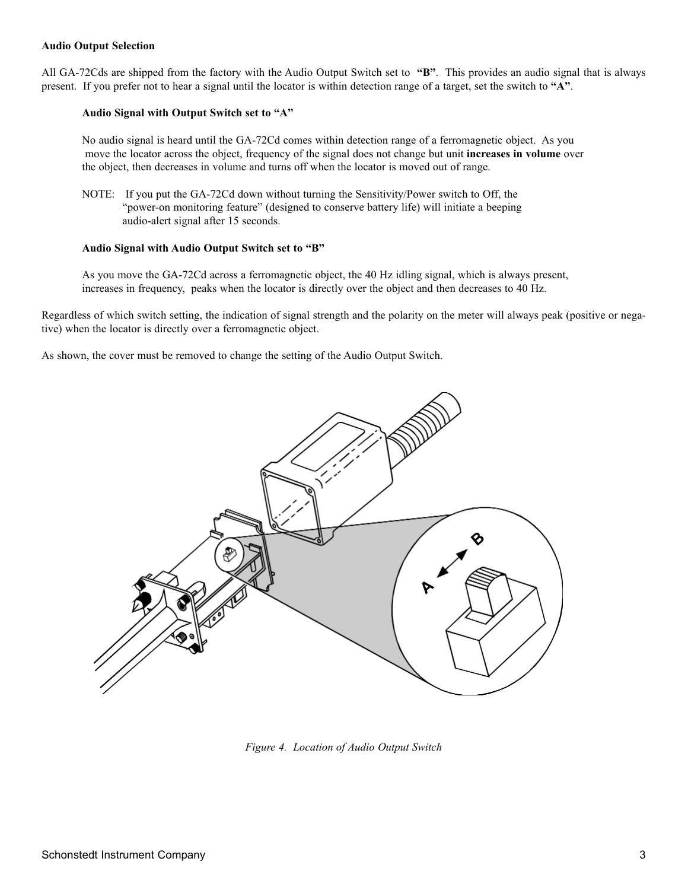**Audio Output Selection**

All GA-72Cds are shipped from the factory with the Audio Output Switch set to **"B"**. This provides an audio signal that is always present. If you prefer not to hear a signal until the locator is within detection range of a target, set the switch to **"A"**.

**Audio Signal with Output Switch set to "A"**

No audio signal is heard until the GA-72Cd comes within detection range of a ferromagnetic object. As you move the locator across the object, frequency of the signal does not change but unit **increases in volume** over the object, then decreases in volume and turns off when the locator is moved out of range.

NOTE: If you put the GA-72Cd down without turning the Sensitivity/Power switch to Off, the "power-on monitoring feature" (designed to conserve battery life) will initiate a beeping audio-alert signal after 15 seconds.

**Audio Signal with Audio Output Switch set to "B"**

As you move the GA-72Cd across a ferromagnetic object, the 40 Hz idling signal, which is always present, increases in frequency, peaks when the locator is directly over the object and then decreases to 40 Hz.

Regardless of which switch setting, the indication of signal strength and the polarity on the meter will always peak (positive or negative) when the locator is directly over a ferromagnetic object.

As shown, the cover must be removed to change the setting of the Audio Output Switch.

*Figure 4. Location of Audio Output Switch*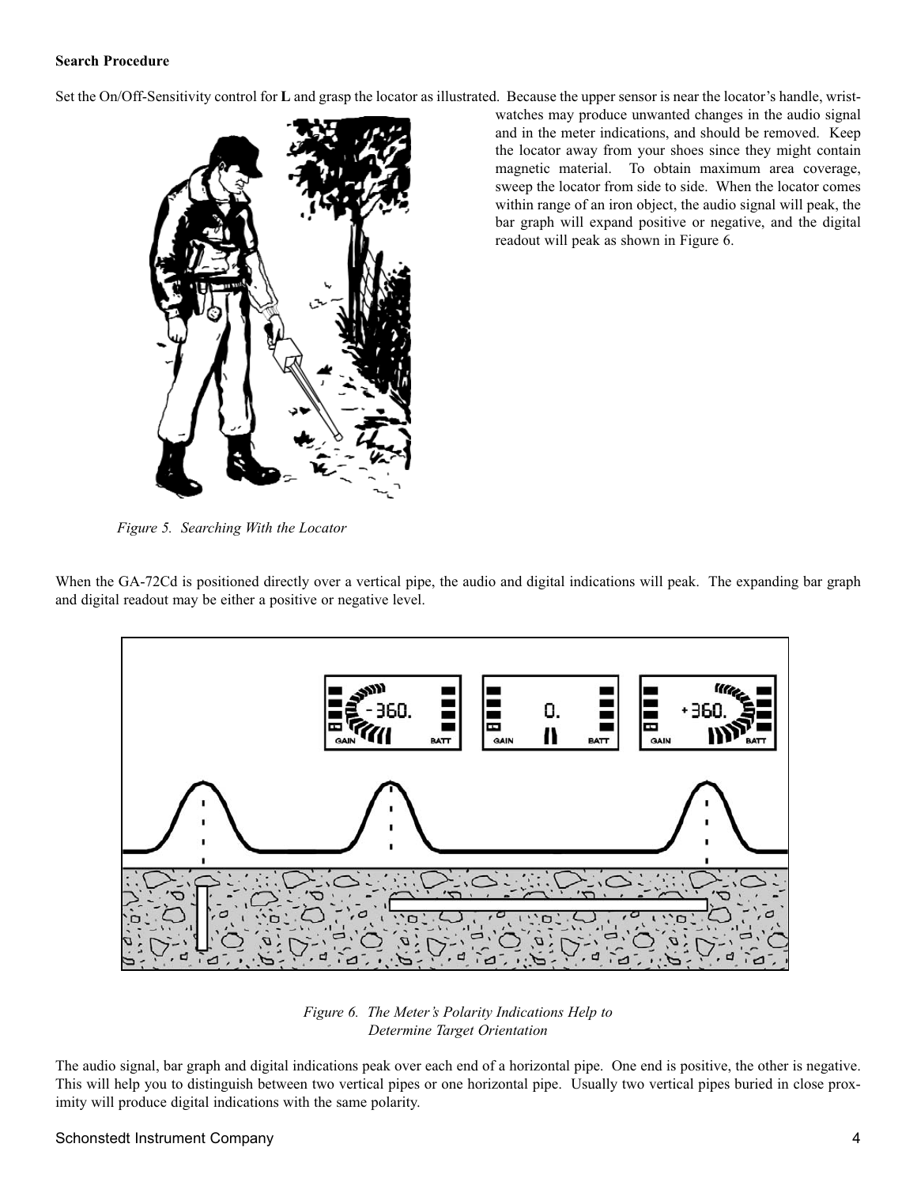**Search Procedure**

Set the On/Off-Sensitivity control for **L** and grasp the locator as illustrated. Because the upper sensor is near the locator's handle, wristwatches may produce unwanted changes in the audio signal and in the meter indications, and should be removed. Keep the locator away from your shoes since they might contain magnetic material. To obtain maximum area coverage, sweep the locator from side to side. When the locator comes within range of an iron object, the audio signal will peak, the bar graph will expand positive or negative, and the digital readout will peak as shown in Figure 6.

*Figure 5. Searching With the Locator*

When the GA-72Cd is positioned directly over a vertical pipe, the audio and digital indications will peak. The expanding bar graph and digital readout may be either a positive or negative level.

*Figure 6. The Meter's Polarity Indications Help to Determine Target Orientation*

The audio signal, bar graph and digital indications peak over each end of a horizontal pipe. One end is positive, the other is negative. This will help you to distinguish between two vertical pipes or one horizontal pipe. Usually two vertical pipes buried in close proximity will produce digital indications with the same polarity.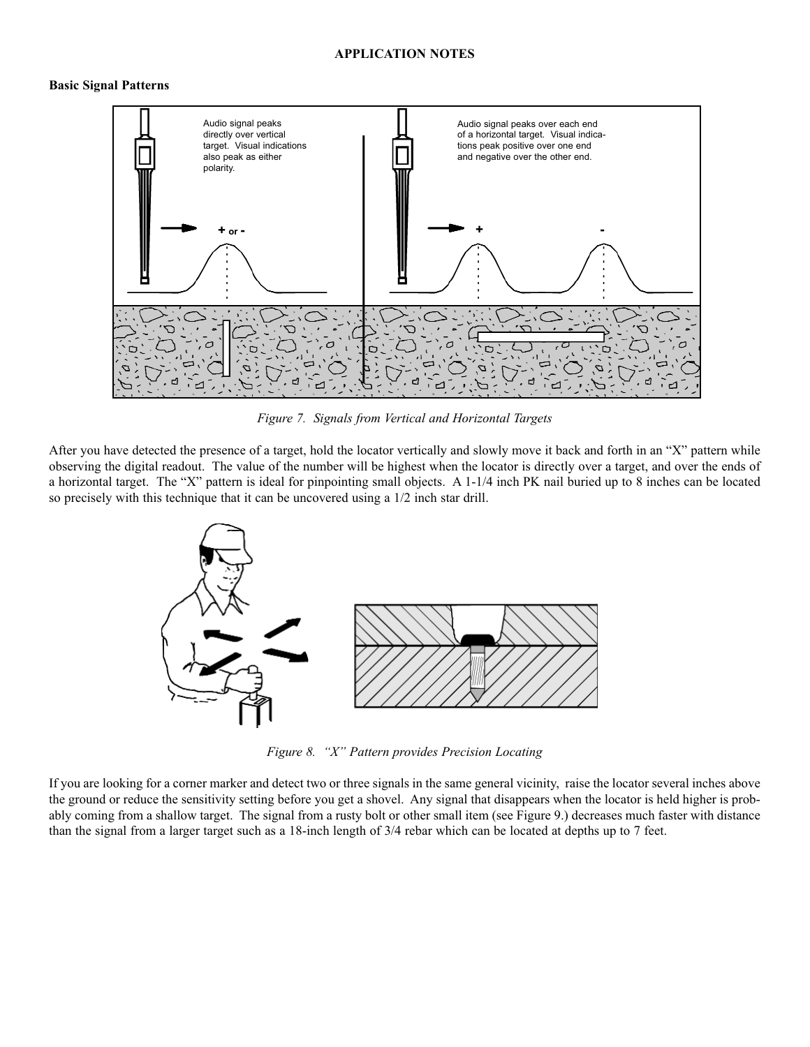**APPLICATION NOTES**

**Basic Signal Patterns**

Audio signal peaks directly over vertical target. Visual indications also peak as either polarity.

Audio signal peaks over each end of a horizontal target. Visual indications peak positive over one end and negative over the other end.

*Figure 7. Signals from Vertical and Horizontal Targets*

After you have detected the presence of a target, hold the locator vertically and slowly move it back and forth in an "X" pattern while observing the digital readout. The value of the number will be highest when the locator is directly over a target, and over the ends of a horizontal target. The "X" pattern is ideal for pinpointing small objects. A 1-1/4 inch PK nail buried up to 8 inches can be located so precisely with this technique that it can be uncovered using a 1/2 inch star drill.

*Figure 8. "X" Pattern provides Precision Locating*

If you are looking for a corner marker and detect two or three signals in the same general vicinity, raise the locator several inches above the ground or reduce the sensitivity setting before you get a shovel. Any signal that disappears when the locator is held higher is probably coming from a shallow target. The signal from a rusty bolt or other small item (see Figure 9.) decreases much faster with distance than the signal from a larger target such as a 18-inch length of 3/4 rebar which can be located at depths up to 7 feet.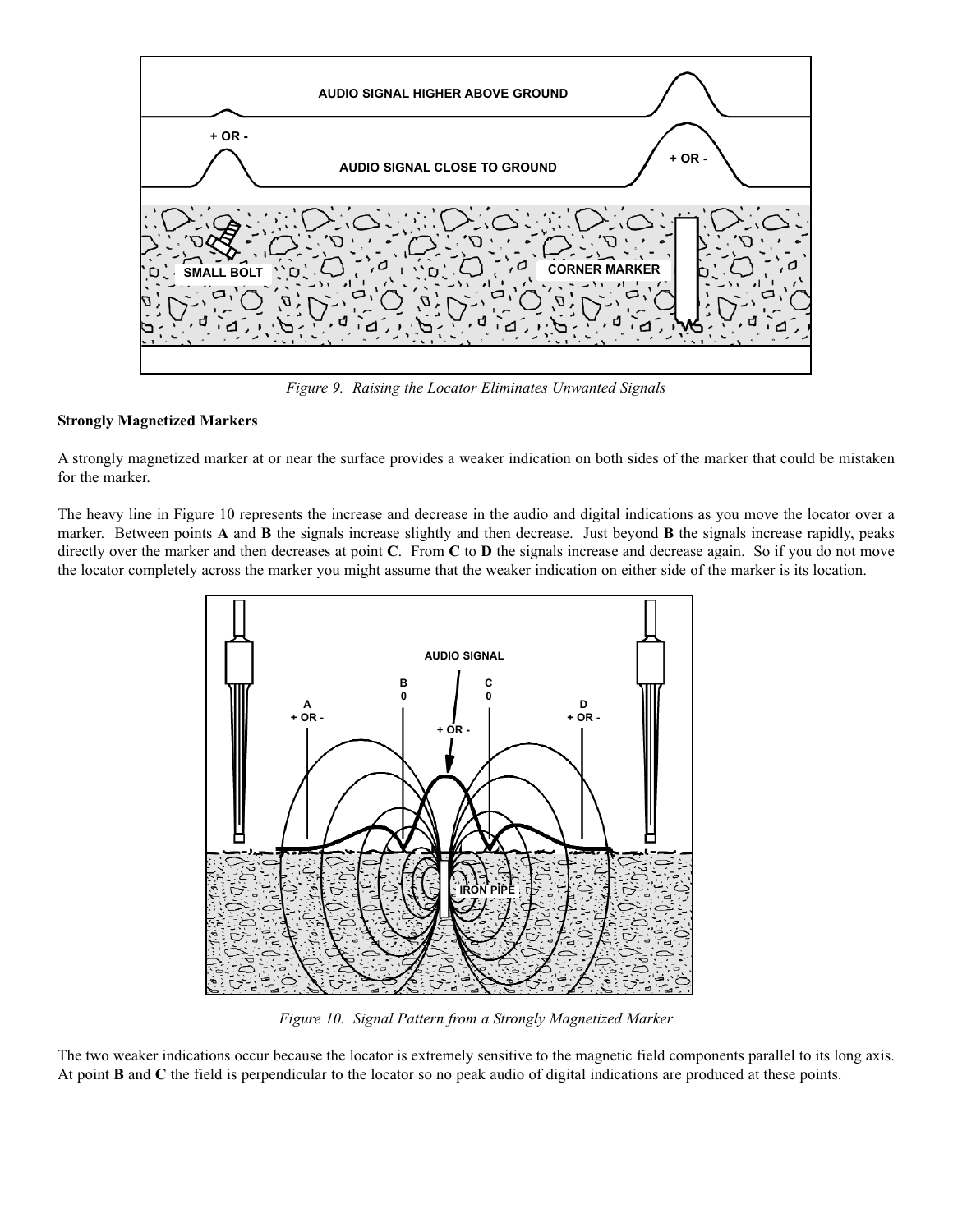*Figure 9. Raising the Locator Eliminates Unwanted Signals*

**Strongly Magnetized Markers**

A strongly magnetized marker at or near the surface provides a weaker indication on both sides of the marker that could be mistaken for the marker.

The heavy line in Figure 10 represents the increase and decrease in the audio and digital indications as you move the locator over a marker. Between points **A** and **B** the signals increase slightly and then decrease. Just beyond **B** the signals increase rapidly, peaks directly over the marker and then decreases at point **C**. From **C** to **D** the signals increase and decrease again. So if you do not move the locator completely across the marker you might assume that the weaker indication on either side of the marker is its location.

*Figure 10. Signal Pattern from a Strongly Magnetized Marker*

The two weaker indications occur because the locator is extremely sensitive to the magnetic field components parallel to its long axis. At point **B** and **C** the field is perpendicular to the locator so no peak audio of digital indications are produced at these points.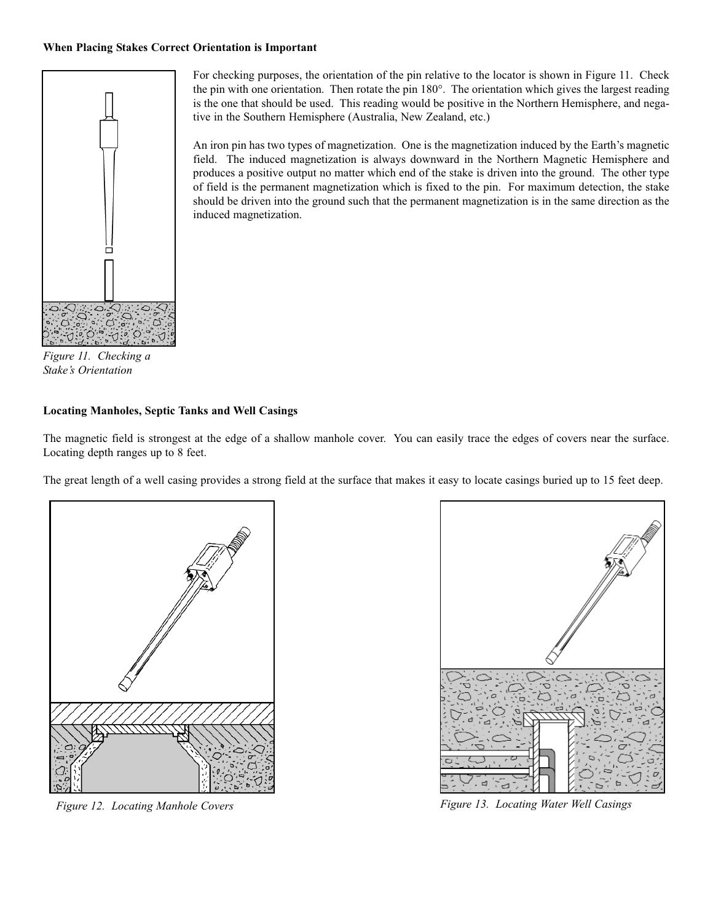**When Placing Stakes Correct Orientation is Important**

For checking purposes, the orientation of the pin relative to the locator is shown in Figure 11. Check the pin with one orientation. Then rotate the pin 180°. The orientation which gives the largest reading is the one that should be used. This reading would be positive in the Northern Hemisphere, and negative in the Southern Hemisphere (Australia, New Zealand, etc.)

An iron pin has two types of magnetization. One is the magnetization induced by the Earth's magnetic field. The induced magnetization is always downward in the Northern Magnetic Hemisphere and produces a positive output no matter which end of the stake is driven into the ground. The other type of field is the permanent magnetization which is fixed to the pin. For maximum detection, the stake should be driven into the ground such that the permanent magnetization is in the same direction as the induced magnetization.

*Figure 11. Checking a Stake's Orientation*

**Locating Manholes, Septic Tanks and Well Casings**

The magnetic field is strongest at the edge of a shallow manhole cover. You can easily trace the edges of covers near the surface. Locating depth ranges up to 8 feet.

The great length of a well casing provides a strong field at the surface that makes it easy to locate casings buried up to 15 feet deep.

*Figure 12. Locating Manhole Covers*

*Figure 13. Locating Water Well Casings*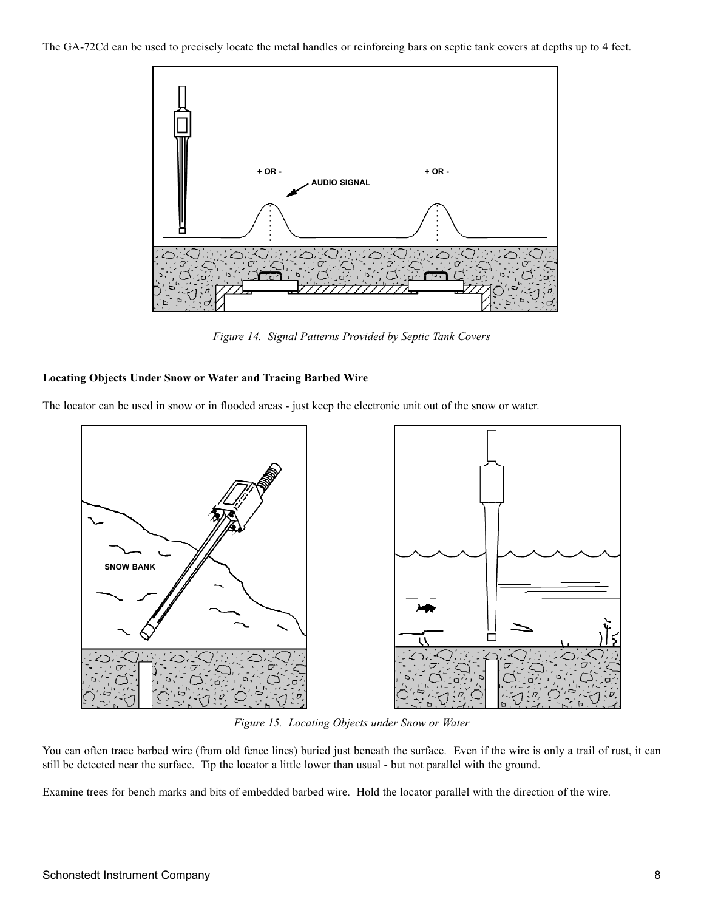The GA-72Cd can be used to precisely locate the metal handles or reinforcing bars on septic tank covers at depths up to 4 feet.

*Figure 14. Signal Patterns Provided by Septic Tank Covers*

**Locating Objects Under Snow or Water and Tracing Barbed Wire**

The locator can be used in snow or in flooded areas - just keep the electronic unit out of the snow or water.

*Figure 15. Locating Objects under Snow or Water*

You can often trace barbed wire (from old fence lines) buried just beneath the surface. Even if the wire is only a trail of rust, it can still be detected near the surface. Tip the locator a little lower than usual - but not parallel with the ground.

Examine trees for bench marks and bits of embedded barbed wire. Hold the locator parallel with the direction of the wire.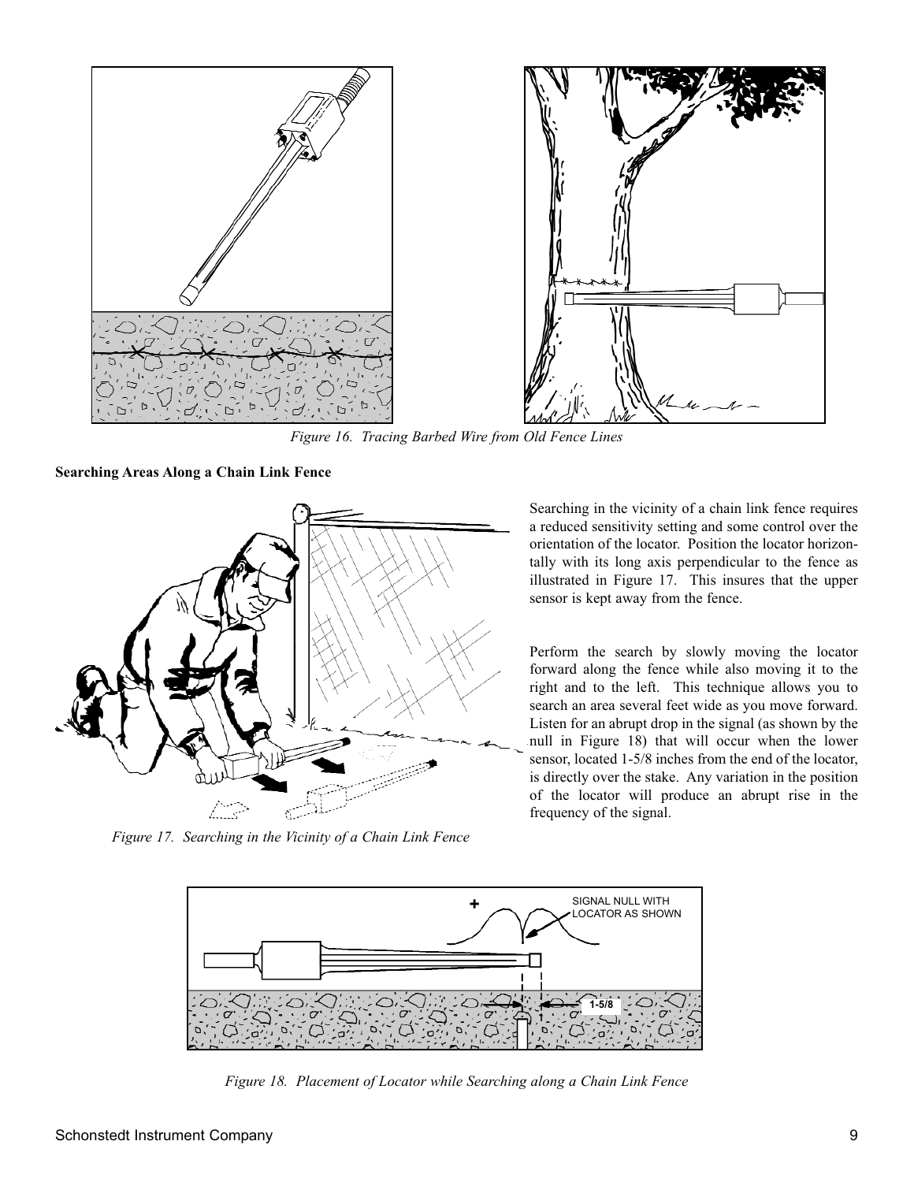*Figure 16. Tracing Barbed Wire from Old Fence Lines*

**Searching Areas Along a Chain Link Fence**

Searching in the vicinity of a chain link fence requires a reduced sensitivity setting and some control over the orientation of the locator. Position the locator horizontally with its long axis perpendicular to the fence as illustrated in Figure 17. This insures that the upper sensor is kept away from the fence.

Perform the search by slowly moving the locator forward along the fence while also moving it to the right and to the left. This technique allows you to search an area several feet wide as you move forward. Listen for an abrupt drop in the signal (as shown by the null in Figure 18) that will occur when the lower sensor, located 1-5/8 inches from the end of the locator, is directly over the stake. Any variation in the position of the locator will produce an abrupt rise in the frequency of the signal.

*Figure 17. Searching in the Vicinity of a Chain Link Fence*

*Figure 18. Placement of Locator while Searching along a Chain Link Fence*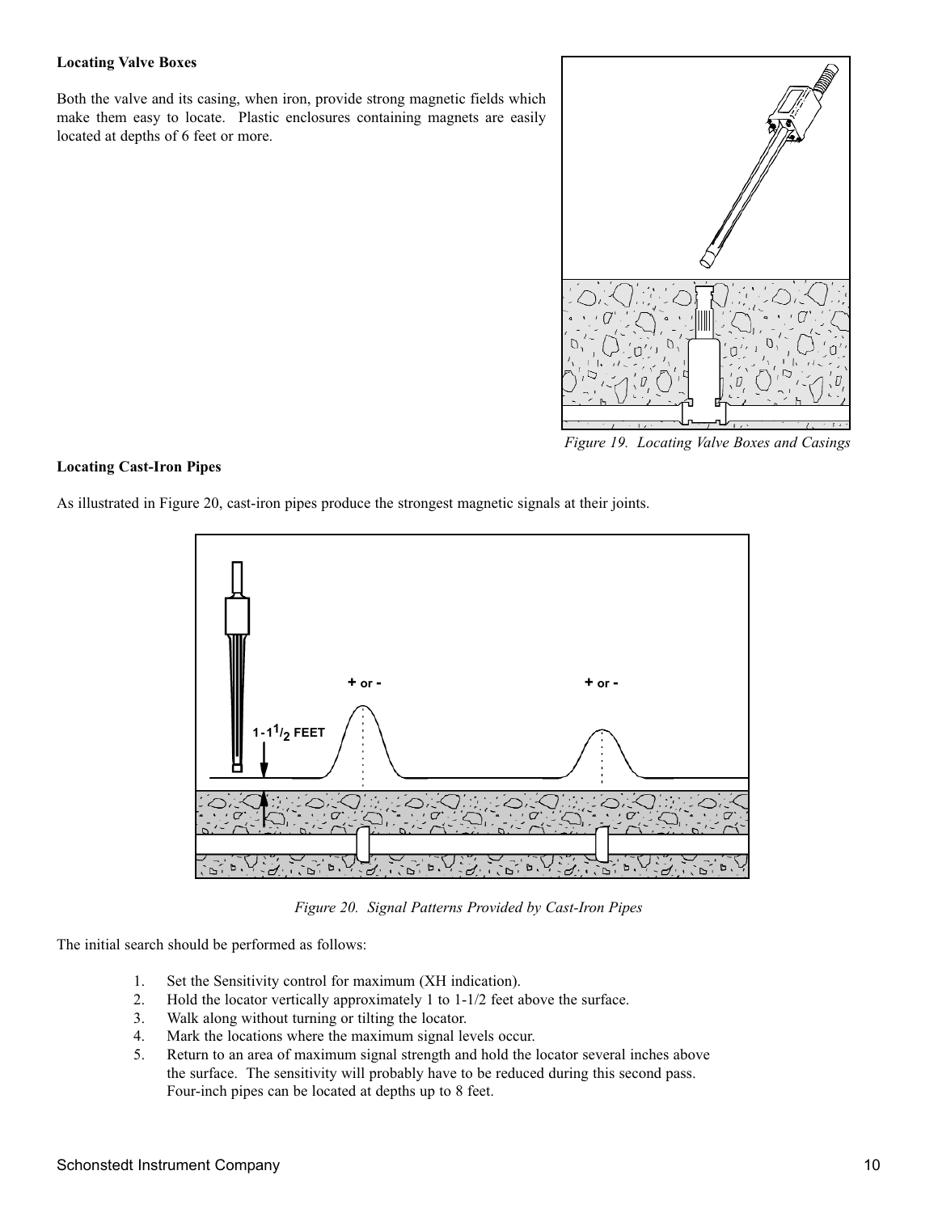**Locating Valve Boxes**

Both the valve and its casing, when iron, provide strong magnetic fields which make them easy to locate. Plastic enclosures containing magnets are easily located at depths of 6 feet or more.

*Figure 19. Locating Valve Boxes and Casings*

**Locating Cast-Iron Pipes**

As illustrated in Figure 20, cast-iron pipes produce the strongest magnetic signals at their joints.

*Figure 20. Signal Patterns Provided by Cast-Iron Pipes*

The initial search should be performed as follows:

1. Set the Sensitivity control for maximum (XH indication).
2. Hold the locator vertically approximately 1 to 1-1/2 feet above the surface.
3. Walk along without turning or tilting the locator.
4. Mark the locations where the maximum signal levels occur.
5. Return to an area of maximum signal strength and hold the locator several inches above the surface. The sensitivity will probably have to be reduced during this second pass. Four-inch pipes can be located at depths up to 8 feet.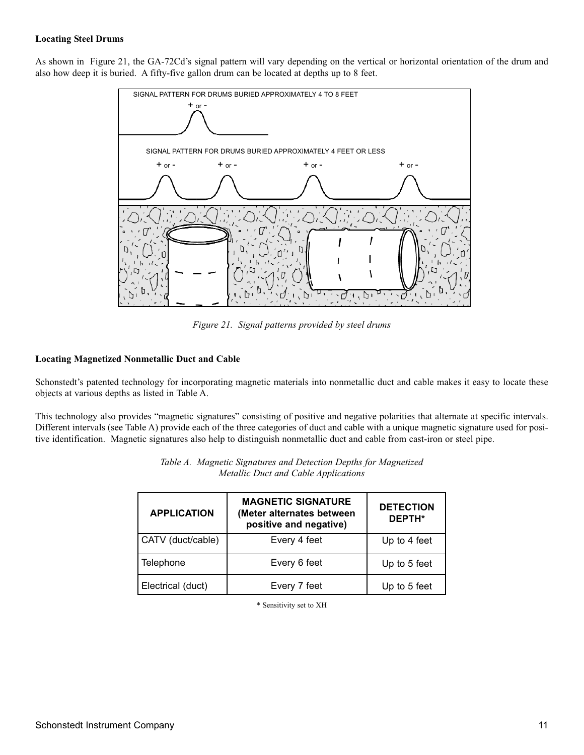### Locating Steel Drums

As shown in Figure 21, the GA-72Cd's signal pattern will vary depending on the vertical or horizontal orientation of the drum and also how deep it is buried. A fifty-five gallon drum can be located at depths up to 8 feet.

*Figure 21. Signal patterns provided by steel drums*

### Locating Magnetized Nonmetallic Duct and Cable

Schonstedt's patented technology for incorporating magnetic materials into nonmetallic duct and cable makes it easy to locate these objects at various depths as listed in Table A.

This technology also provides "magnetic signatures" consisting of positive and negative polarities that alternate at specific intervals. Different intervals (see Table A) provide each of the three categories of duct and cable with a unique magnetic signature used for positive identification. Magnetic signatures also help to distinguish nonmetallic duct and cable from cast-iron or steel pipe.

*Table A. Magnetic Signatures and Detection Depths for Magnetized Metallic Duct and Cable Applications*

| APPLICATION | MAGNETIC SIGNATURE (Meter alternates between positive and negative) | DETECTION DEPTH* |
|---|---|---|
| CATV (duct/cable) | Every 4 feet | Up to 4 feet |
| Telephone | Every 6 feet | Up to 5 feet |
| Electrical (duct) | Every 7 feet | Up to 5 feet |

\* Sensitivity set to XH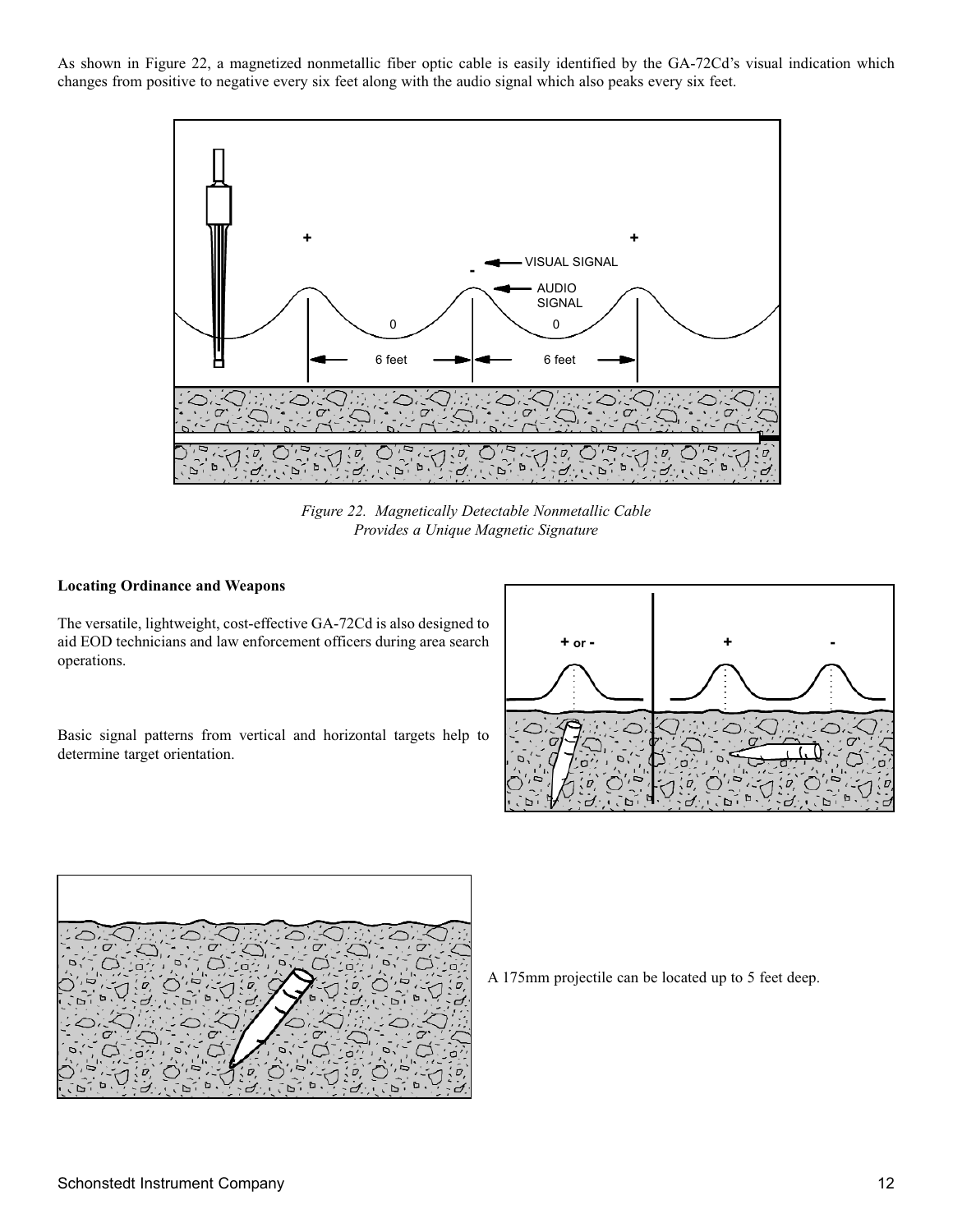As shown in Figure 22, a magnetized nonmetallic fiber optic cable is easily identified by the GA-72Cd's visual indication which changes from positive to negative every six feet along with the audio signal which also peaks every six feet.

*Figure 22. Magnetically Detectable Nonmetallic Cable Provides a Unique Magnetic Signature*

**Locating Ordinance and Weapons**

The versatile, lightweight, cost-effective GA-72Cd is also designed to aid EOD technicians and law enforcement officers during area search operations.

Basic signal patterns from vertical and horizontal targets help to determine target orientation.

A 175mm projectile can be located up to 5 feet deep.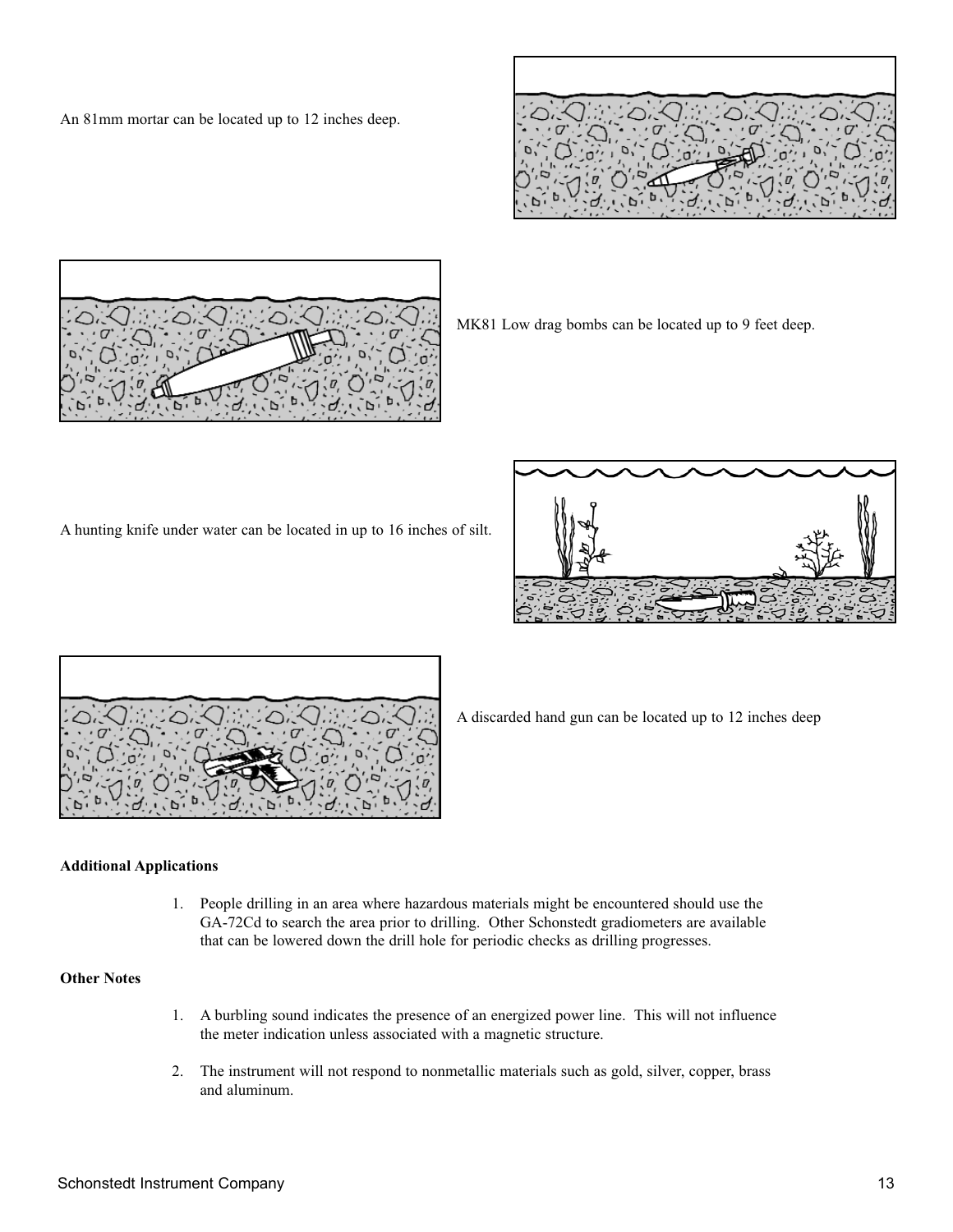An 81mm mortar can be located up to 12 inches deep.

MK81 Low drag bombs can be located up to 9 feet deep.

A hunting knife under water can be located in up to 16 inches of silt.

A discarded hand gun can be located up to 12 inches deep

**Additional Applications**

1. People drilling in an area where hazardous materials might be encountered should use the GA-72Cd to search the area prior to drilling. Other Schonstedt gradiometers are available that can be lowered down the drill hole for periodic checks as drilling progresses.

**Other Notes**

1. A burbling sound indicates the presence of an energized power line. This will not influence the meter indication unless associated with a magnetic structure.

2. The instrument will not respond to nonmetallic materials such as gold, silver, copper, brass and aluminum.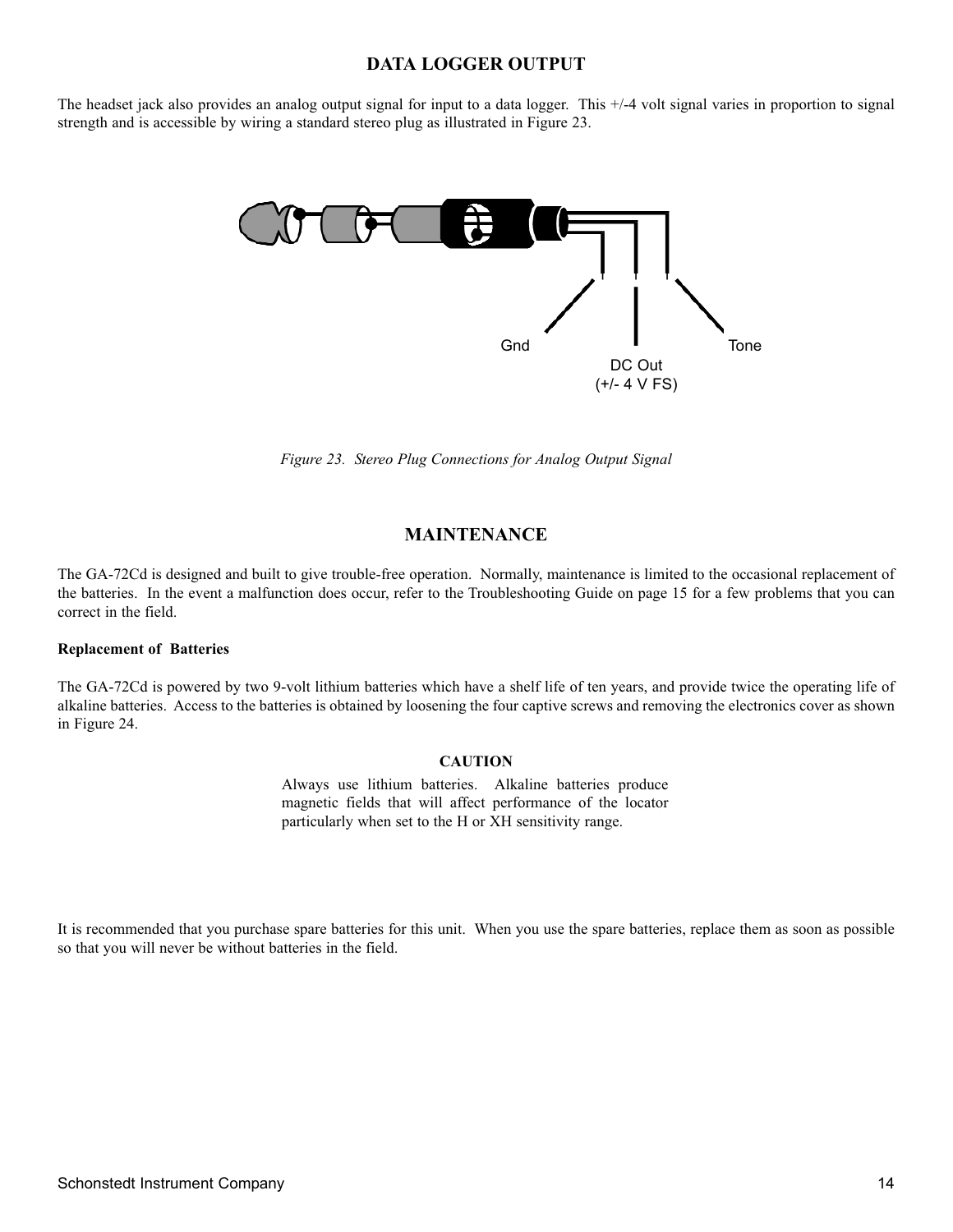## DATA LOGGER OUTPUT

The headset jack also provides an analog output signal for input to a data logger. This +/-4 volt signal varies in proportion to signal strength and is accessible by wiring a standard stereo plug as illustrated in Figure 23.

Gnd

DC Out
(+/- 4 V FS)

Tone

*Figure 23. Stereo Plug Connections for Analog Output Signal*

## MAINTENANCE

The GA-72Cd is designed and built to give trouble-free operation. Normally, maintenance is limited to the occasional replacement of the batteries. In the event a malfunction does occur, refer to the Troubleshooting Guide on page 15 for a few problems that you can correct in the field.

**Replacement of Batteries**

The GA-72Cd is powered by two 9-volt lithium batteries which have a shelf life of ten years, and provide twice the operating life of alkaline batteries. Access to the batteries is obtained by loosening the four captive screws and removing the electronics cover as shown in Figure 24.

**CAUTION**

Always use lithium batteries. Alkaline batteries produce magnetic fields that will affect performance of the locator particularly when set to the H or XH sensitivity range.

It is recommended that you purchase spare batteries for this unit. When you use the spare batteries, replace them as soon as possible so that you will never be without batteries in the field.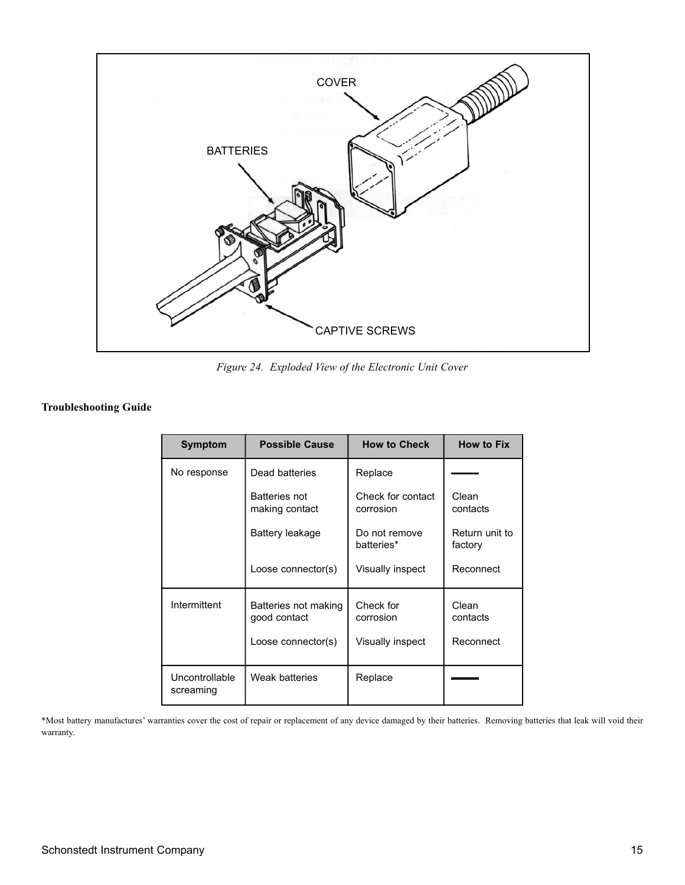*Figure 24. Exploded View of the Electronic Unit Cover*

**Troubleshooting Guide**

| Symptom | Possible Cause | How to Check | How to Fix |
|---|---|---|---|
| No response | Dead batteries | Replace | ——— |
| | Batteries not making contact | Check for contact corrosion | Clean contacts |
| | Battery leakage | Do not remove batteries* | Return unit to factory |
| | Loose connector(s) | Visually inspect | Reconnect |
| Intermittent | Batteries not making good contact | Check for corrosion | Clean contacts |
| | Loose connector(s) | Visually inspect | Reconnect |
| Uncontrollable screaming | Weak batteries | Replace | ——— |

*Most battery manufactures' warranties cover the cost of repair or replacement of any device damaged by their batteries. Removing batteries that leak will void their warranty.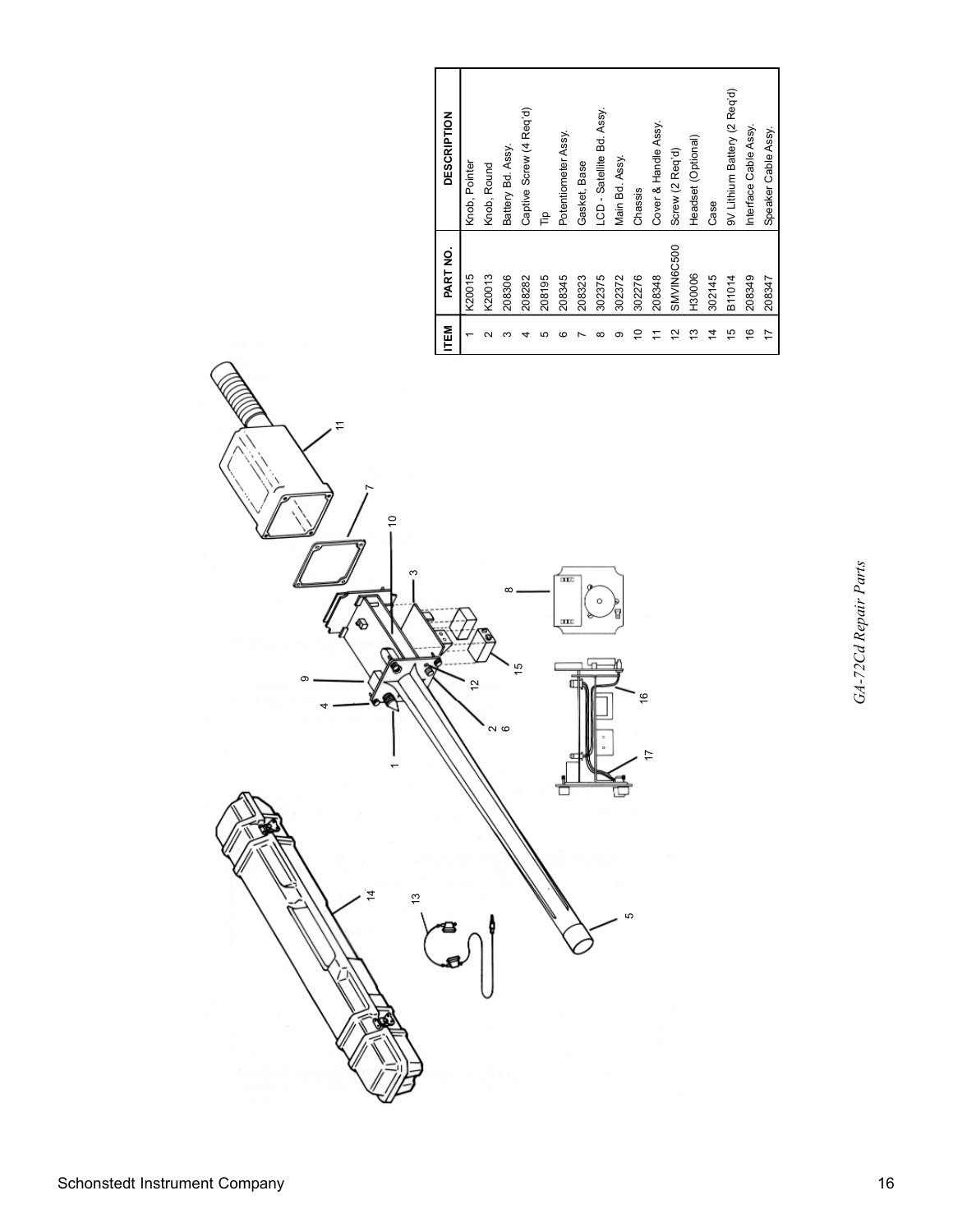| ITEM | PART NO. | DESCRIPTION |
|---|---|---|
| 1 | K20015 | Knob, Pointer |
| 2 | K20013 | Knob, Round |
| 3 | 208306 | Battery Bd. Assy. |
| 4 | 208282 | Captive Screw (4 Req'd) |
| 5 | 208195 | Tip |
| 6 | 208345 | Potentiometer Assy. |
| 7 | 208323 | Gasket, Base |
| 8 | 302375 | LCD - Satellite Bd. Assy. |
| 9 | 302372 | Main Bd. Assy. |
| 10 | 302276 | Chassis |
| 11 | 208348 | Cover & Handle Assy. |
| 12 | SMVIN6C500 | Screw (2 Req'd) |
| 13 | H30006 | Headset (Optional) |
| 14 | 302145 | Case |
| 15 | B11014 | 9V Lithium Battery (2 Req'd) |
| 16 | 208349 | Interface Cable Assy. |
| 17 | 208347 | Speaker Cable Assy. |

*GA-72Cd Repair Parts*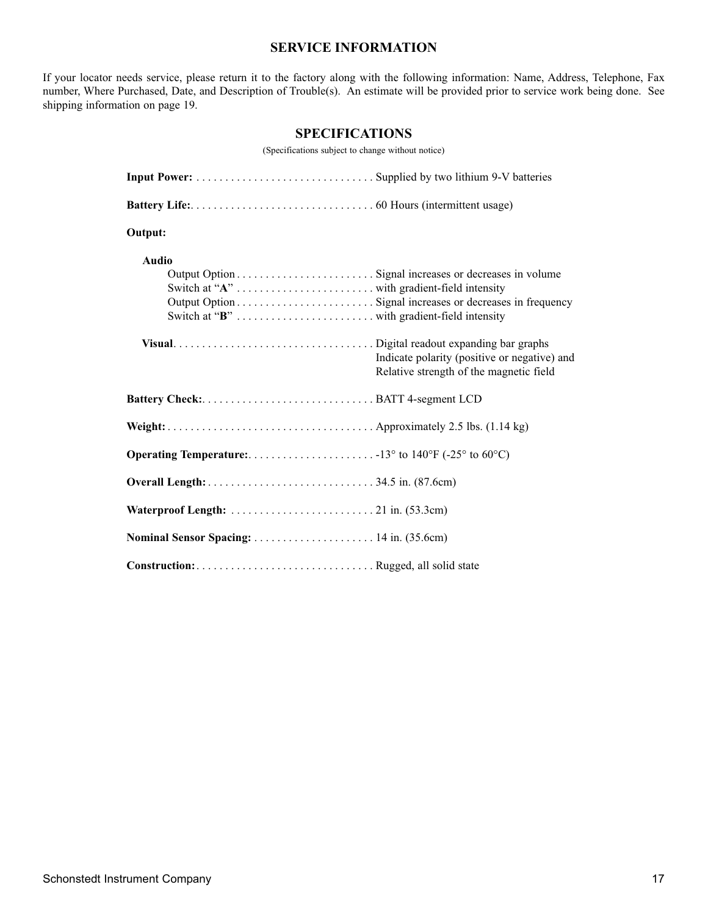## SERVICE INFORMATION

If your locator needs service, please return it to the factory along with the following information: Name, Address, Telephone, Fax number, Where Purchased, Date, and Description of Trouble(s). An estimate will be provided prior to service work being done. See shipping information on page 19.

## SPECIFICATIONS

(Specifications subject to change without notice)

**Input Power:** . . . . . . . . . . . . . . . . . . . . . . . . . . . . . . . Supplied by two lithium 9-V batteries

**Battery Life:**. . . . . . . . . . . . . . . . . . . . . . . . . . . . . . . . 60 Hours (intermittent usage)

**Output:**

**Audio**

Output Option . . . . . . . . . . . . . . . . . . . . . . . . Signal increases or decreases in volume
Switch at "**A**" . . . . . . . . . . . . . . . . . . . . . . . . with gradient-field intensity
Output Option . . . . . . . . . . . . . . . . . . . . . . . . Signal increases or decreases in frequency
Switch at "**B**" . . . . . . . . . . . . . . . . . . . . . . . . with gradient-field intensity

**Visual**. . . . . . . . . . . . . . . . . . . . . . . . . . . . . . . . . . . Digital readout expanding bar graphs
Indicate polarity (positive or negative) and
Relative strength of the magnetic field

**Battery Check:**. . . . . . . . . . . . . . . . . . . . . . . . . . . . . . BATT 4-segment LCD

**Weight:** . . . . . . . . . . . . . . . . . . . . . . . . . . . . . . . . . . . . Approximately 2.5 lbs. (1.14 kg)

**Operating Temperature:**. . . . . . . . . . . . . . . . . . . . . . -13° to 140°F (-25° to 60°C)

**Overall Length:** . . . . . . . . . . . . . . . . . . . . . . . . . . . . . 34.5 in. (87.6cm)

**Waterproof Length:** . . . . . . . . . . . . . . . . . . . . . . . . . 21 in. (53.3cm)

**Nominal Sensor Spacing:** . . . . . . . . . . . . . . . . . . . . . 14 in. (35.6cm)

**Construction:**. . . . . . . . . . . . . . . . . . . . . . . . . . . . . . . Rugged, all solid state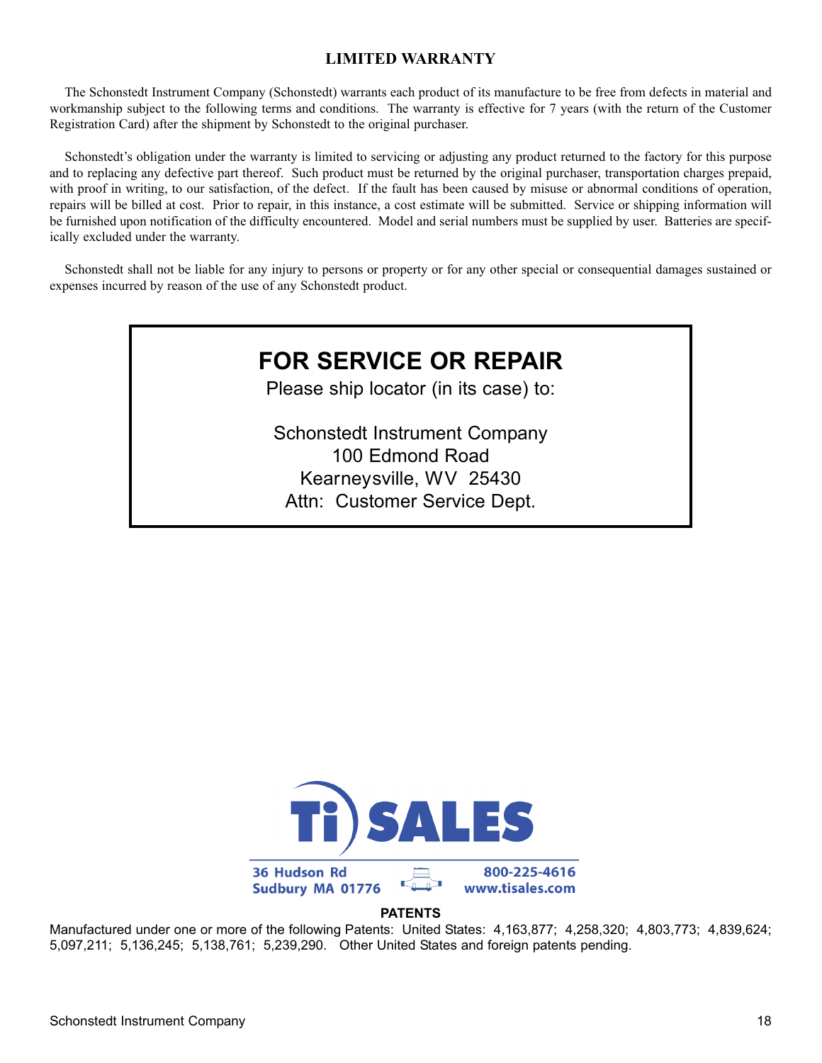## LIMITED WARRANTY

The Schonstedt Instrument Company (Schonstedt) warrants each product of its manufacture to be free from defects in material and workmanship subject to the following terms and conditions. The warranty is effective for 7 years (with the return of the Customer Registration Card) after the shipment by Schonstedt to the original purchaser.

Schonstedt's obligation under the warranty is limited to servicing or adjusting any product returned to the factory for this purpose and to replacing any defective part thereof. Such product must be returned by the original purchaser, transportation charges prepaid, with proof in writing, to our satisfaction, of the defect. If the fault has been caused by misuse or abnormal conditions of operation, repairs will be billed at cost. Prior to repair, in this instance, a cost estimate will be submitted. Service or shipping information will be furnished upon notification of the difficulty encountered. Model and serial numbers must be supplied by user. Batteries are specifically excluded under the warranty.

Schonstedt shall not be liable for any injury to persons or property or for any other special or consequential damages sustained or expenses incurred by reason of the use of any Schonstedt product.

## FOR SERVICE OR REPAIR

Please ship locator (in its case) to:

Schonstedt Instrument Company
100 Edmond Road
Kearneysville, WV 25430
Attn: Customer Service Dept.

Ti SALES

36 Hudson Rd
Sudbury MA 01776

800-225-4616
www.tisales.com

**PATENTS**

Manufactured under one or more of the following Patents: United States: 4,163,877; 4,258,320; 4,803,773; 4,839,624; 5,097,211; 5,136,245; 5,138,761; 5,239,290. Other United States and foreign patents pending.